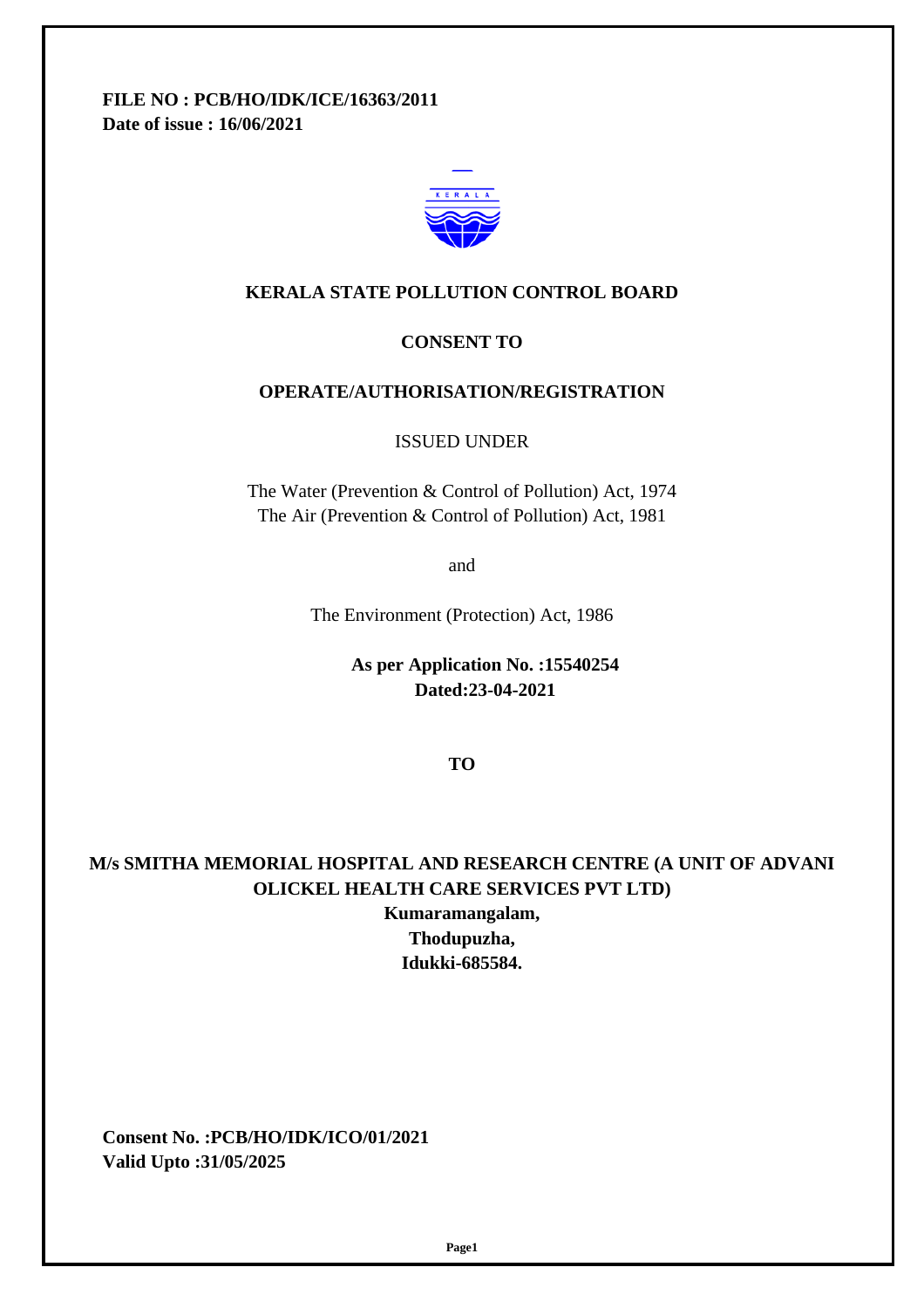**FILE NO : PCB/HO/IDK/ICE/16363/2011**
**Date of issue : 16/06/2021**

# KERALA STATE POLLUTION CONTROL BOARD

## CONSENT TO

## OPERATE/AUTHORISATION/REGISTRATION

ISSUED UNDER

The Water (Prevention & Control of Pollution) Act, 1974
The Air (Prevention & Control of Pollution) Act, 1981

and

The Environment (Protection) Act, 1986

**As per Application No. :15540254**
**Dated:23-04-2021**

**TO**

**M/s SMITHA MEMORIAL HOSPITAL AND RESEARCH CENTRE (A UNIT OF ADVANI OLICKEL HEALTH CARE SERVICES PVT LTD)**
**Kumaramangalam,**
**Thodupuzha,**
**Idukki-685584.**

**Consent No. :PCB/HO/IDK/ICO/01/2021**
**Valid Upto :31/05/2025**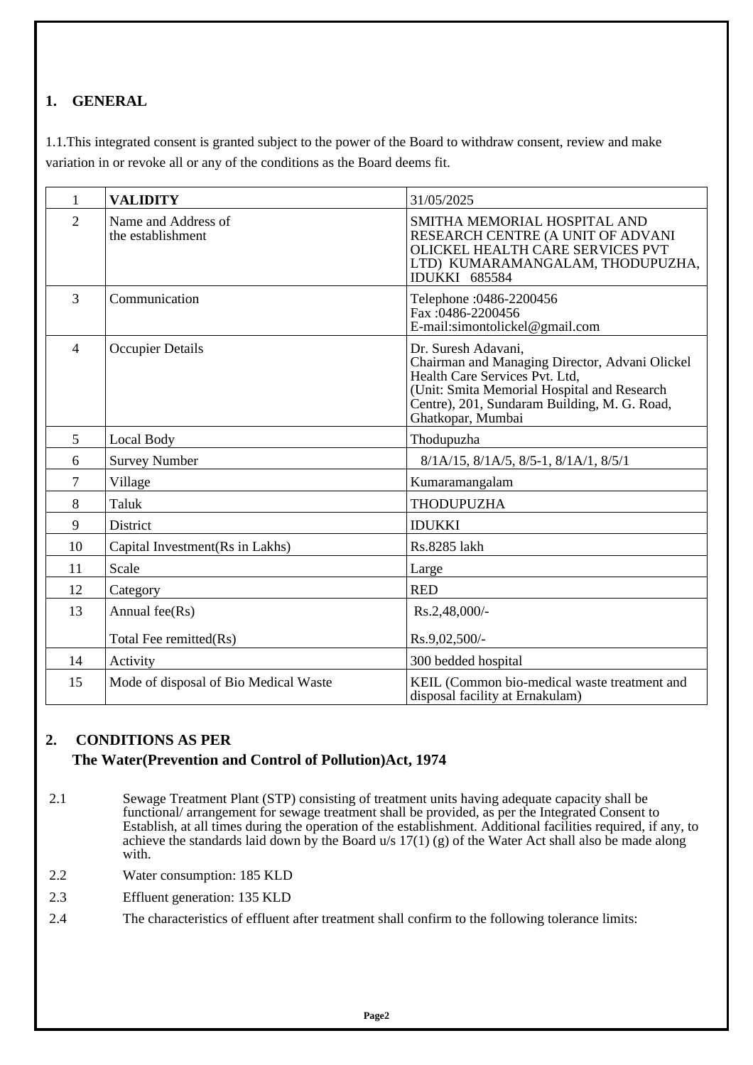## 1. GENERAL

1.1.This integrated consent is granted subject to the power of the Board to withdraw consent, review and make variation in or revoke all or any of the conditions as the Board deems fit.

| | | |
|---|---|---|
| 1 | **VALIDITY** | 31/05/2025 |
| 2 | Name and Address of the establishment | SMITHA MEMORIAL HOSPITAL AND RESEARCH CENTRE (A UNIT OF ADVANI OLICKEL HEALTH CARE SERVICES PVT LTD) KUMARAMANGALAM, THODUPUZHA, IDUKKI 685584 |
| 3 | Communication | Telephone :0486-2200456<br>Fax :0486-2200456<br>E-mail:simontolickel@gmail.com |
| 4 | Occupier Details | Dr. Suresh Adavani,<br>Chairman and Managing Director, Advani Olickel Health Care Services Pvt. Ltd,<br>(Unit: Smita Memorial Hospital and Research Centre), 201, Sundaram Building, M. G. Road, Ghatkopar, Mumbai |
| 5 | Local Body | Thodupuzha |
| 6 | Survey Number | 8/1A/15, 8/1A/5, 8/5-1, 8/1A/1, 8/5/1 |
| 7 | Village | Kumaramangalam |
| 8 | Taluk | THODUPUZHA |
| 9 | District | IDUKKI |
| 10 | Capital Investment(Rs in Lakhs) | Rs.8285 lakh |
| 11 | Scale | Large |
| 12 | Category | RED |
| 13 | Annual fee(Rs)<br><br>Total Fee remitted(Rs) | Rs.2,48,000/-<br><br>Rs.9,02,500/- |
| 14 | Activity | 300 bedded hospital |
| 15 | Mode of disposal of Bio Medical Waste | KEIL (Common bio-medical waste treatment and disposal facility at Ernakulam) |

## 2. CONDITIONS AS PER The Water(Prevention and Control of Pollution)Act, 1974

2.1 Sewage Treatment Plant (STP) consisting of treatment units having adequate capacity shall be functional/ arrangement for sewage treatment shall be provided, as per the Integrated Consent to Establish, at all times during the operation of the establishment. Additional facilities required, if any, to achieve the standards laid down by the Board u/s 17(1) (g) of the Water Act shall also be made along with.

2.2 Water consumption: 185 KLD

2.3 Effluent generation: 135 KLD

2.4 The characteristics of effluent after treatment shall confirm to the following tolerance limits: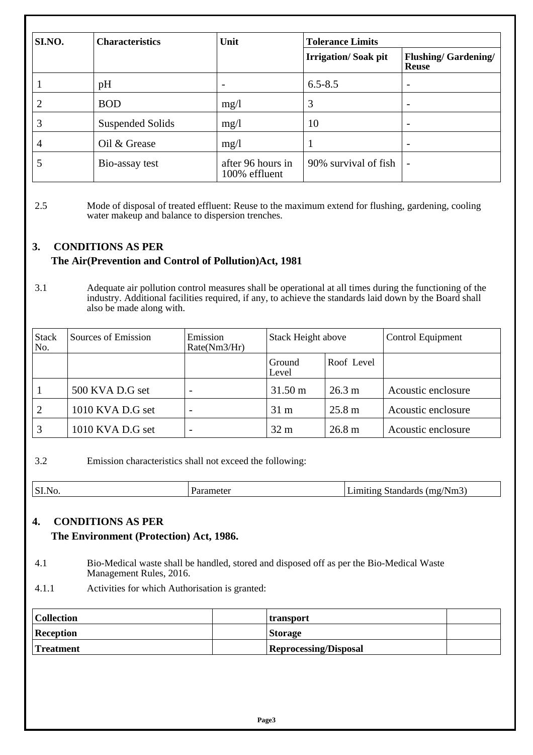| SI.NO. | Characteristics | Unit | Tolerance Limits | |
|---|---|---|---|---|
| | | | **Irrigation/ Soak pit** | **Flushing/ Gardening/ Reuse** |
| 1 | pH | - | 6.5-8.5 | - |
| 2 | BOD | mg/l | 3 | - |
| 3 | Suspended Solids | mg/l | 10 | - |
| 4 | Oil & Grease | mg/l | 1 | - |
| 5 | Bio-assay test | after 96 hours in 100% effluent | 90% survival of fish | - |

2.5 Mode of disposal of treated effluent: Reuse to the maximum extend for flushing, gardening, cooling water makeup and balance to dispersion trenches.

## 3. CONDITIONS AS PER The Air(Prevention and Control of Pollution)Act, 1981

3.1 Adequate air pollution control measures shall be operational at all times during the functioning of the industry. Additional facilities required, if any, to achieve the standards laid down by the Board shall also be made along with.

| Stack No. | Sources of Emission | Emission Rate(Nm3/Hr) | Stack Height above | | Control Equipment |
|---|---|---|---|---|---|
| | | | Ground Level | Roof Level | |
| 1 | 500 KVA D.G set | - | 31.50 m | 26.3 m | Acoustic enclosure |
| 2 | 1010 KVA D.G set | - | 31 m | 25.8 m | Acoustic enclosure |
| 3 | 1010 KVA D.G set | - | 32 m | 26.8 m | Acoustic enclosure |

3.2 Emission characteristics shall not exceed the following:

| SI.No. | Parameter | Limiting Standards (mg/Nm3) |
|---|---|---|

## 4. CONDITIONS AS PER The Environment (Protection) Act, 1986.

4.1 Bio-Medical waste shall be handled, stored and disposed off as per the Bio-Medical Waste Management Rules, 2016.

4.1.1 Activities for which Authorisation is granted:

| **Collection** | | **transport** | |
|---|---|---|---|
| **Reception** | | **Storage** | |
| **Treatment** | | **Reprocessing/Disposal** | |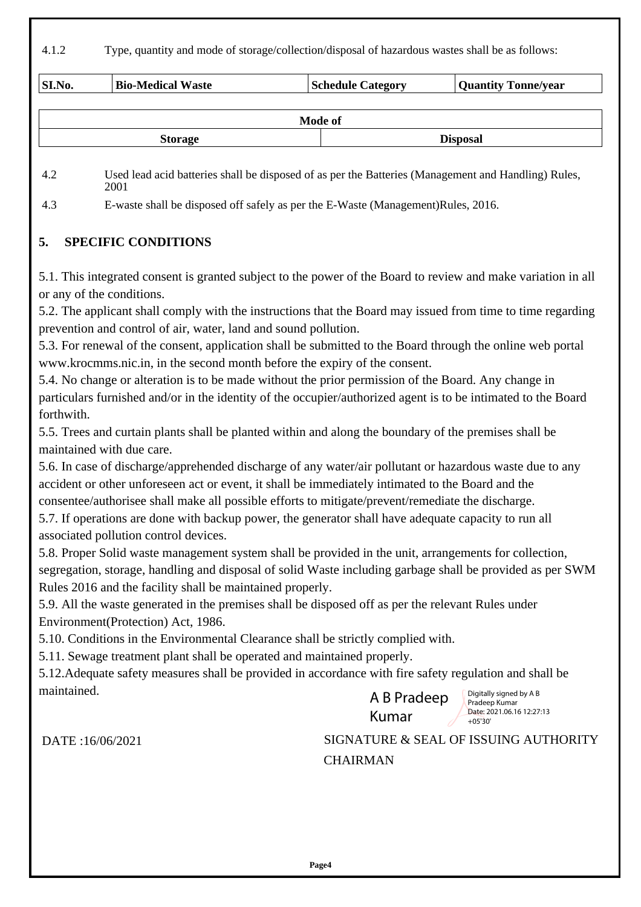4.1.2 Type, quantity and mode of storage/collection/disposal of hazardous wastes shall be as follows:

| Sl.No. | Bio-Medical Waste | Schedule Category | Quantity Tonne/year |
| --- | --- | --- | --- |

| Mode of | |
| --- | --- |
| Storage | Disposal |

4.2 Used lead acid batteries shall be disposed of as per the Batteries (Management and Handling) Rules, 2001

4.3 E-waste shall be disposed off safely as per the E-Waste (Management)Rules, 2016.

## 5. SPECIFIC CONDITIONS

5.1. This integrated consent is granted subject to the power of the Board to review and make variation in all or any of the conditions.

5.2. The applicant shall comply with the instructions that the Board may issued from time to time regarding prevention and control of air, water, land and sound pollution.

5.3. For renewal of the consent, application shall be submitted to the Board through the online web portal www.krocmms.nic.in, in the second month before the expiry of the consent.

5.4. No change or alteration is to be made without the prior permission of the Board. Any change in particulars furnished and/or in the identity of the occupier/authorized agent is to be intimated to the Board forthwith.

5.5. Trees and curtain plants shall be planted within and along the boundary of the premises shall be maintained with due care.

5.6. In case of discharge/apprehended discharge of any water/air pollutant or hazardous waste due to any accident or other unforeseen act or event, it shall be immediately intimated to the Board and the consentee/authorisee shall make all possible efforts to mitigate/prevent/remediate the discharge.

5.7. If operations are done with backup power, the generator shall have adequate capacity to run all associated pollution control devices.

5.8. Proper Solid waste management system shall be provided in the unit, arrangements for collection, segregation, storage, handling and disposal of solid Waste including garbage shall be provided as per SWM Rules 2016 and the facility shall be maintained properly.

5.9. All the waste generated in the premises shall be disposed off as per the relevant Rules under Environment(Protection) Act, 1986.

5.10. Conditions in the Environmental Clearance shall be strictly complied with.

5.11. Sewage treatment plant shall be operated and maintained properly.

5.12.Adequate safety measures shall be provided in accordance with fire safety regulation and shall be maintained.

A B Pradeep Kumar
Digitally signed by A B Pradeep Kumar
Date: 2021.06.16 12:27:13 +05'30'

DATE :16/06/2021

SIGNATURE & SEAL OF ISSUING AUTHORITY
CHAIRMAN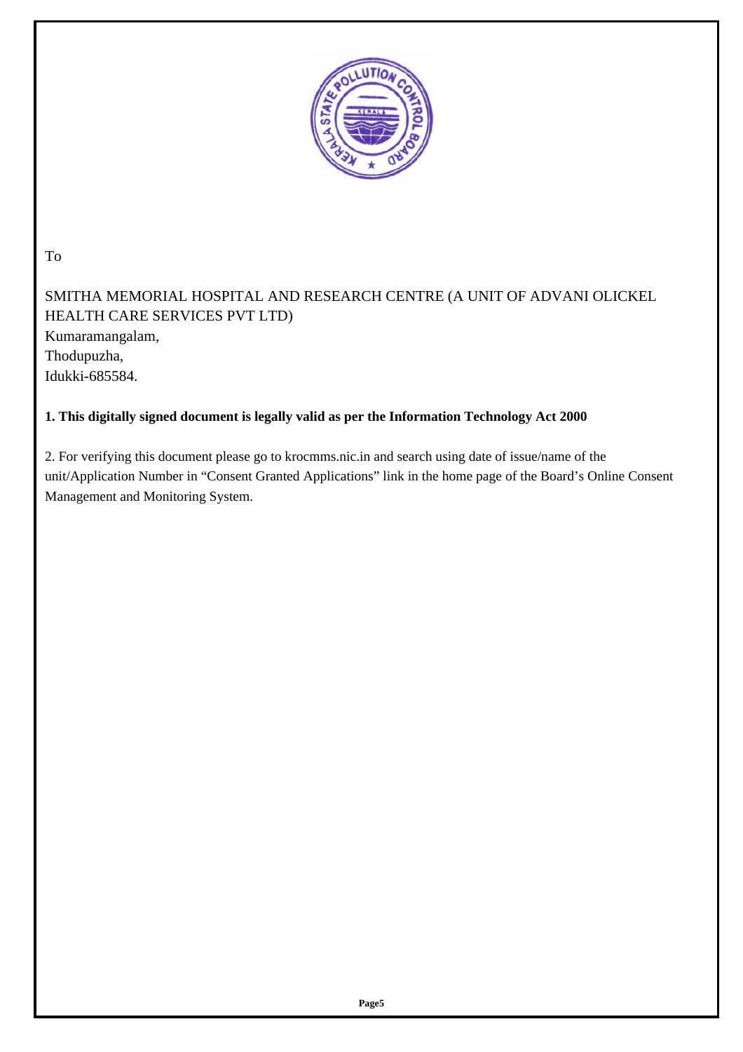To

SMITHA MEMORIAL HOSPITAL AND RESEARCH CENTRE (A UNIT OF ADVANI OLICKEL HEALTH CARE SERVICES PVT LTD)
Kumaramangalam,
Thodupuzha,
Idukki-685584.

**1. This digitally signed document is legally valid as per the Information Technology Act 2000**

2. For verifying this document please go to krocmms.nic.in and search using date of issue/name of the unit/Application Number in “Consent Granted Applications” link in the home page of the Board’s Online Consent Management and Monitoring System.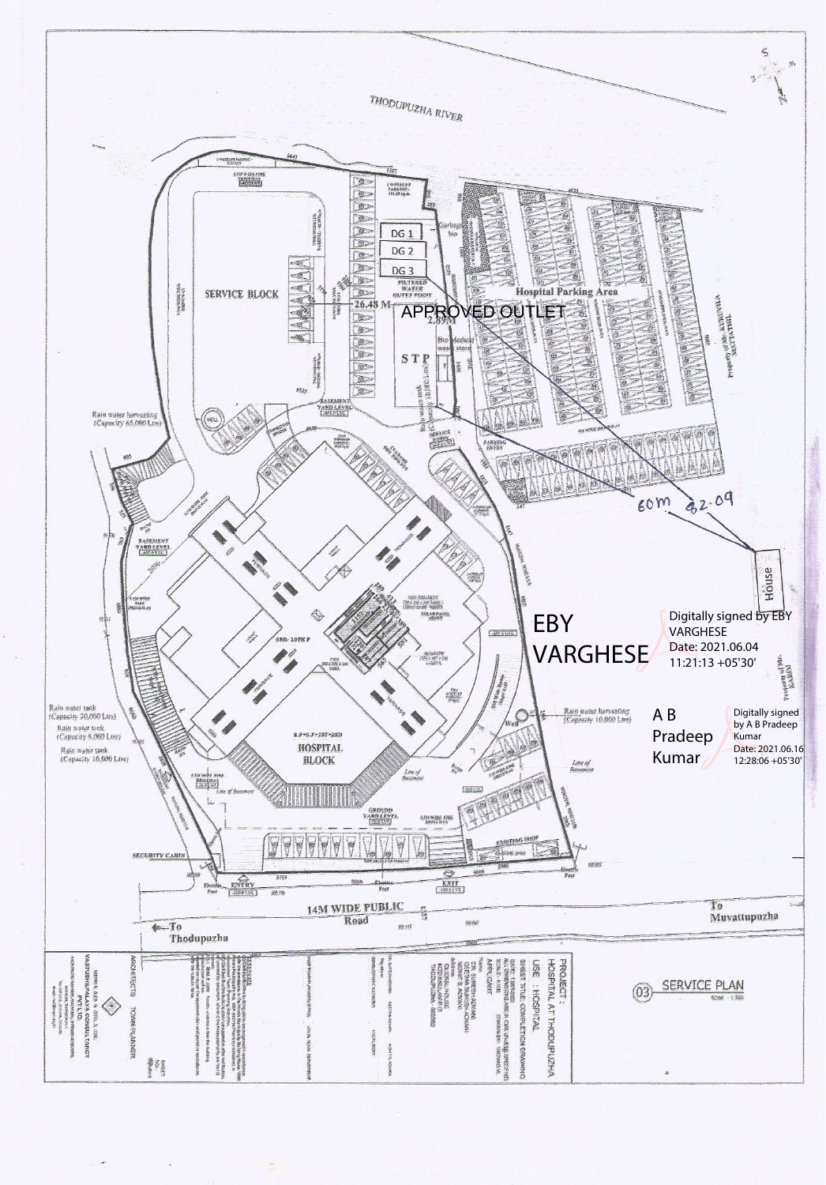THODUPUZHA RIVER

DG 1

DG 2

DG 3

SERVICE BLOCK

26.48 M

APPROVED OUTLET

2.89 M

STP

Hospital Parking Area

60m

82.09

House

Rain water harvesting (Capacity 65,000 Ltrs)

HOSPITAL BLOCK

EBY VARGHESE

Digitally signed by EBY VARGHESE
Date: 2021.06.04 11:21:13 +05'30'

A B Pradeep Kumar

Digitally signed by A B Pradeep Kumar
Date: 2021.06.16 12:28:06 +05'30'

Rain water harvesting (Capacity 10,000 Ltrs)

Rain water tank (Capacity 20,000 Ltrs)

Rain water tank (Capacity 6,000 Ltrs)

Rain water tank (Capacity 10,000 Ltrs)

SECURITY CABIN

ENTRY

EXIT

EXISTING SHOP

14M WIDE PUBLIC Road

To Thodupuzha

To Muvattupuzha

PROJECT : HOSPITAL AT THODUPUZHA

USE : HOSPITAL

SHEET TITLE: COMPLETION DRAWING

03 SERVICE PLAN

ARCHITECTS

TOWN PLANNER